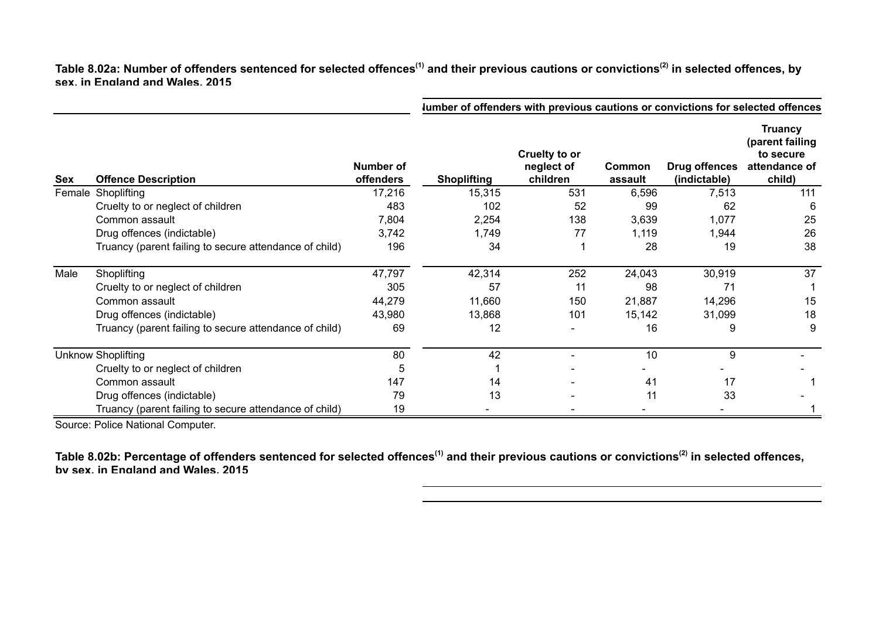**Table 8.02a: Number of offenders sentenced for selected offences(1) and their previous cautions or convictions(2) in selected offences, by sex, in England and Wales, 2015**

| | | | Number of offenders with previous cautions or convictions for selected offences | | | | |
|---|---|---|---|---|---|---|---|
| **Sex** | **Offence Description** | **Number of offenders** | **Shoplifting** | **Cruelty to or neglect of children** | **Common assault** | **Drug offences (indictable)** | **Truancy (parent failing to secure attendance of child)** |
| Female | Shoplifting | 17,216 | 15,315 | 531 | 6,596 | 7,513 | 111 |
| | Cruelty to or neglect of children | 483 | 102 | 52 | 99 | 62 | 6 |
| | Common assault | 7,804 | 2,254 | 138 | 3,639 | 1,077 | 25 |
| | Drug offences (indictable) | 3,742 | 1,749 | 77 | 1,119 | 1,944 | 26 |
| | Truancy (parent failing to secure attendance of child) | 196 | 34 | 1 | 28 | 19 | 38 |
| Male | Shoplifting | 47,797 | 42,314 | 252 | 24,043 | 30,919 | 37 |
| | Cruelty to or neglect of children | 305 | 57 | 11 | 98 | 71 | 1 |
| | Common assault | 44,279 | 11,660 | 150 | 21,887 | 14,296 | 15 |
| | Drug offences (indictable) | 43,980 | 13,868 | 101 | 15,142 | 31,099 | 18 |
| | Truancy (parent failing to secure attendance of child) | 69 | 12 | - | 16 | 9 | 9 |
| Unknow | Shoplifting | 80 | 42 | - | 10 | 9 | - |
| | Cruelty to or neglect of children | 5 | 1 | - | - | - | - |
| | Common assault | 147 | 14 | - | 41 | 17 | 1 |
| | Drug offences (indictable) | 79 | 13 | - | 11 | 33 | - |
| | Truancy (parent failing to secure attendance of child) | 19 | - | - | - | - | 1 |

Source: Police National Computer.

**Table 8.02b: Percentage of offenders sentenced for selected offences(1) and their previous cautions or convictions(2) in selected offences, by sex, in England and Wales, 2015**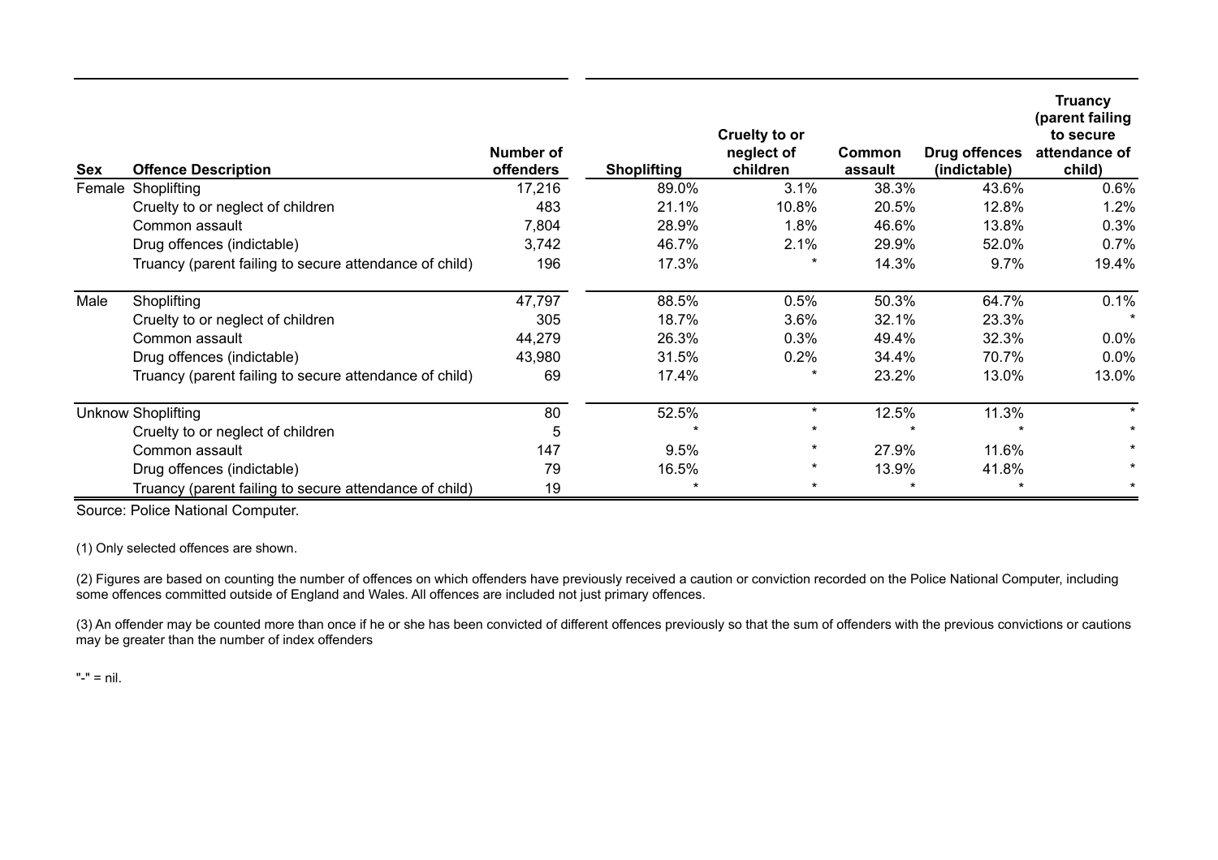| Sex | Offence Description | Number of offenders | Shoplifting | Cruelty to or neglect of children | Common assault | Drug offences (indictable) | Truancy (parent failing to secure attendance of child) |
|---|---|---|---|---|---|---|---|
| Female | Shoplifting | 17,216 | 89.0% | 3.1% | 38.3% | 43.6% | 0.6% |
| | Cruelty to or neglect of children | 483 | 21.1% | 10.8% | 20.5% | 12.8% | 1.2% |
| | Common assault | 7,804 | 28.9% | 1.8% | 46.6% | 13.8% | 0.3% |
| | Drug offences (indictable) | 3,742 | 46.7% | 2.1% | 29.9% | 52.0% | 0.7% |
| | Truancy (parent failing to secure attendance of child) | 196 | 17.3% | * | 14.3% | 9.7% | 19.4% |
| Male | Shoplifting | 47,797 | 88.5% | 0.5% | 50.3% | 64.7% | 0.1% |
| | Cruelty to or neglect of children | 305 | 18.7% | 3.6% | 32.1% | 23.3% | * |
| | Common assault | 44,279 | 26.3% | 0.3% | 49.4% | 32.3% | 0.0% |
| | Drug offences (indictable) | 43,980 | 31.5% | 0.2% | 34.4% | 70.7% | 0.0% |
| | Truancy (parent failing to secure attendance of child) | 69 | 17.4% | * | 23.2% | 13.0% | 13.0% |
| Unknow | Shoplifting | 80 | 52.5% | * | 12.5% | 11.3% | * |
| | Cruelty to or neglect of children | 5 | * | * | * | * | * |
| | Common assault | 147 | 9.5% | * | 27.9% | 11.6% | * |
| | Drug offences (indictable) | 79 | 16.5% | * | 13.9% | 41.8% | * |
| | Truancy (parent failing to secure attendance of child) | 19 | * | * | * | * | * |

Source: Police National Computer.

(1) Only selected offences are shown.

(2) Figures are based on counting the number of offences on which offenders have previously received a caution or conviction recorded on the Police National Computer, including some offences committed outside of England and Wales. All offences are included not just primary offences.

(3) An offender may be counted more than once if he or she has been convicted of different offences previously so that the sum of offenders with the previous convictions or cautions may be greater than the number of index offenders

"-" = nil.